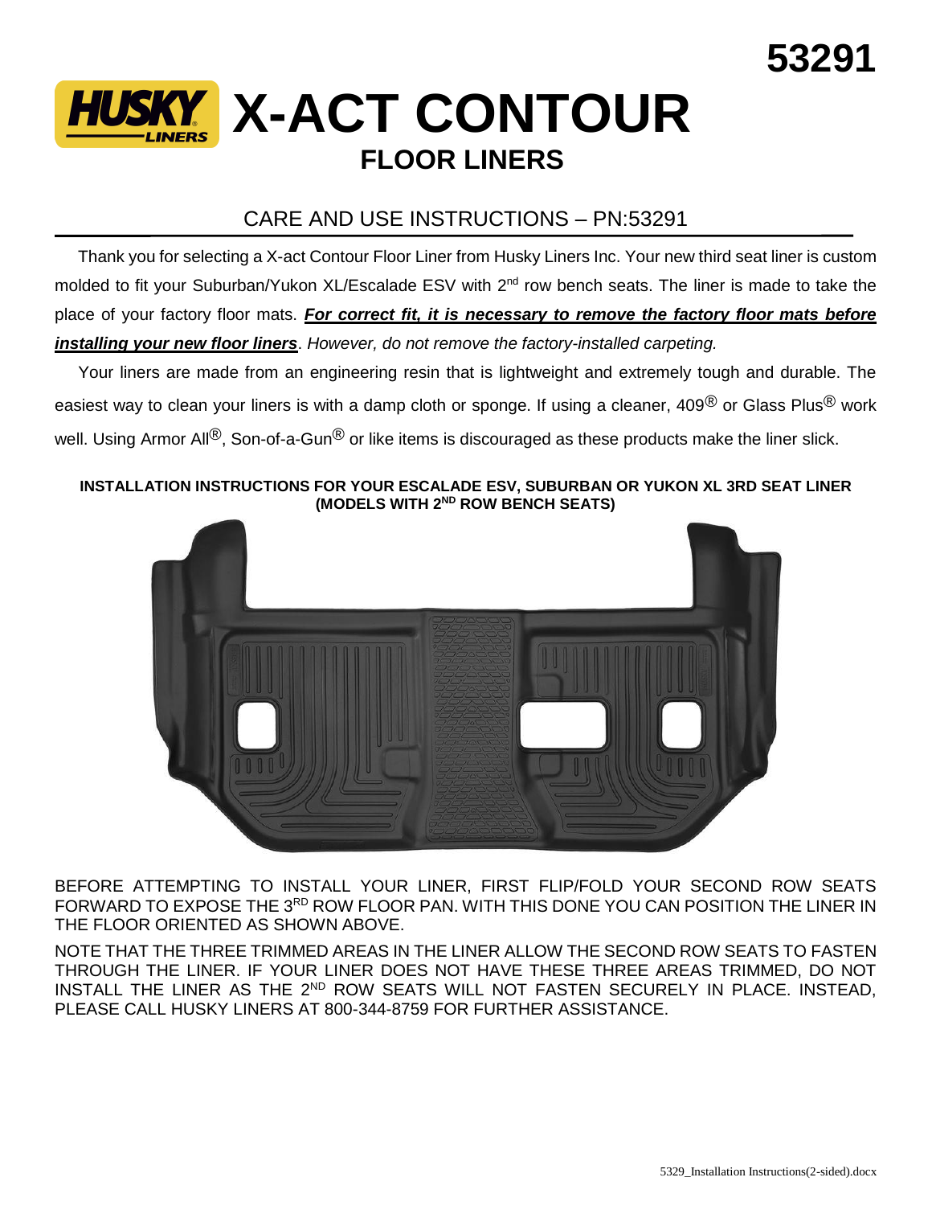53291

# HUSKY LINERS X-ACT CONTOUR

## FLOOR LINERS

### CARE AND USE INSTRUCTIONS – PN:53291

Thank you for selecting a X-act Contour Floor Liner from Husky Liners Inc. Your new third seat liner is custom molded to fit your Suburban/Yukon XL/Escalade ESV with 2nd row bench seats. The liner is made to take the place of your factory floor mats. ***For correct fit, it is necessary to remove the factory floor mats before installing your new floor liners***. *However, do not remove the factory-installed carpeting.*

Your liners are made from an engineering resin that is lightweight and extremely tough and durable. The easiest way to clean your liners is with a damp cloth or sponge. If using a cleaner, 409® or Glass Plus® work well. Using Armor All®, Son-of-a-Gun® or like items is discouraged as these products make the liner slick.

**INSTALLATION INSTRUCTIONS FOR YOUR ESCALADE ESV, SUBURBAN OR YUKON XL 3RD SEAT LINER (MODELS WITH 2ND ROW BENCH SEATS)**

BEFORE ATTEMPTING TO INSTALL YOUR LINER, FIRST FLIP/FOLD YOUR SECOND ROW SEATS FORWARD TO EXPOSE THE 3RD ROW FLOOR PAN. WITH THIS DONE YOU CAN POSITION THE LINER IN THE FLOOR ORIENTED AS SHOWN ABOVE.

NOTE THAT THE THREE TRIMMED AREAS IN THE LINER ALLOW THE SECOND ROW SEATS TO FASTEN THROUGH THE LINER. IF YOUR LINER DOES NOT HAVE THESE THREE AREAS TRIMMED, DO NOT INSTALL THE LINER AS THE 2ND ROW SEATS WILL NOT FASTEN SECURELY IN PLACE. INSTEAD, PLEASE CALL HUSKY LINERS AT 800-344-8759 FOR FURTHER ASSISTANCE.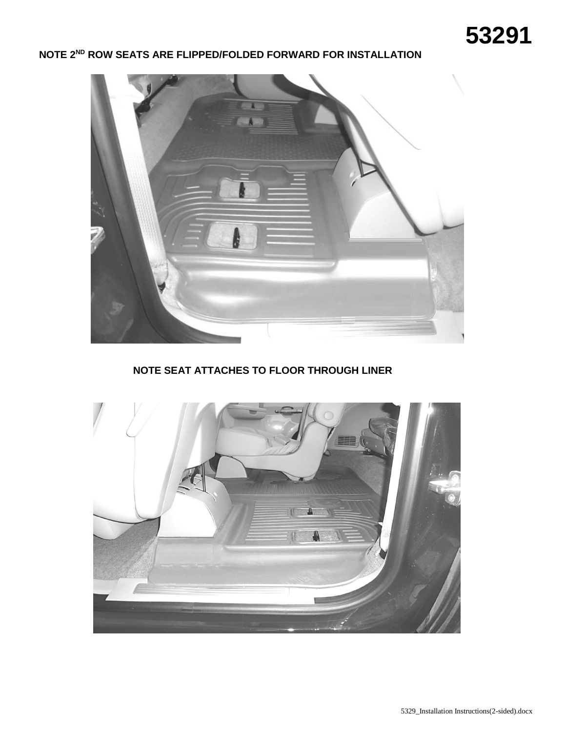# 53291

**NOTE 2ND ROW SEATS ARE FLIPPED/FOLDED FORWARD FOR INSTALLATION**

**NOTE SEAT ATTACHES TO FLOOR THROUGH LINER**